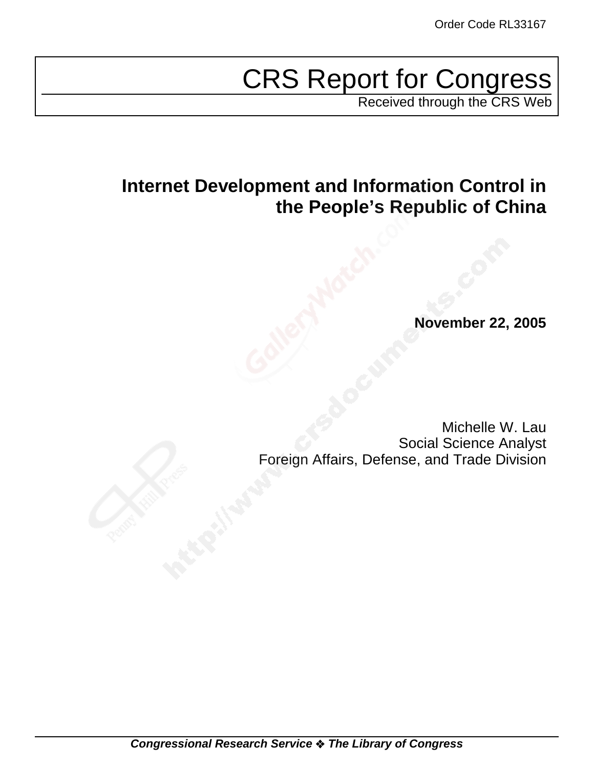Order Code RL33167

# CRS Report for Congress

Received through the CRS Web

## Internet Development and Information Control in the People's Republic of China

**November 22, 2005**

Michelle W. Lau
Social Science Analyst
Foreign Affairs, Defense, and Trade Division

***Congressional Research Service ❖ The Library of Congress***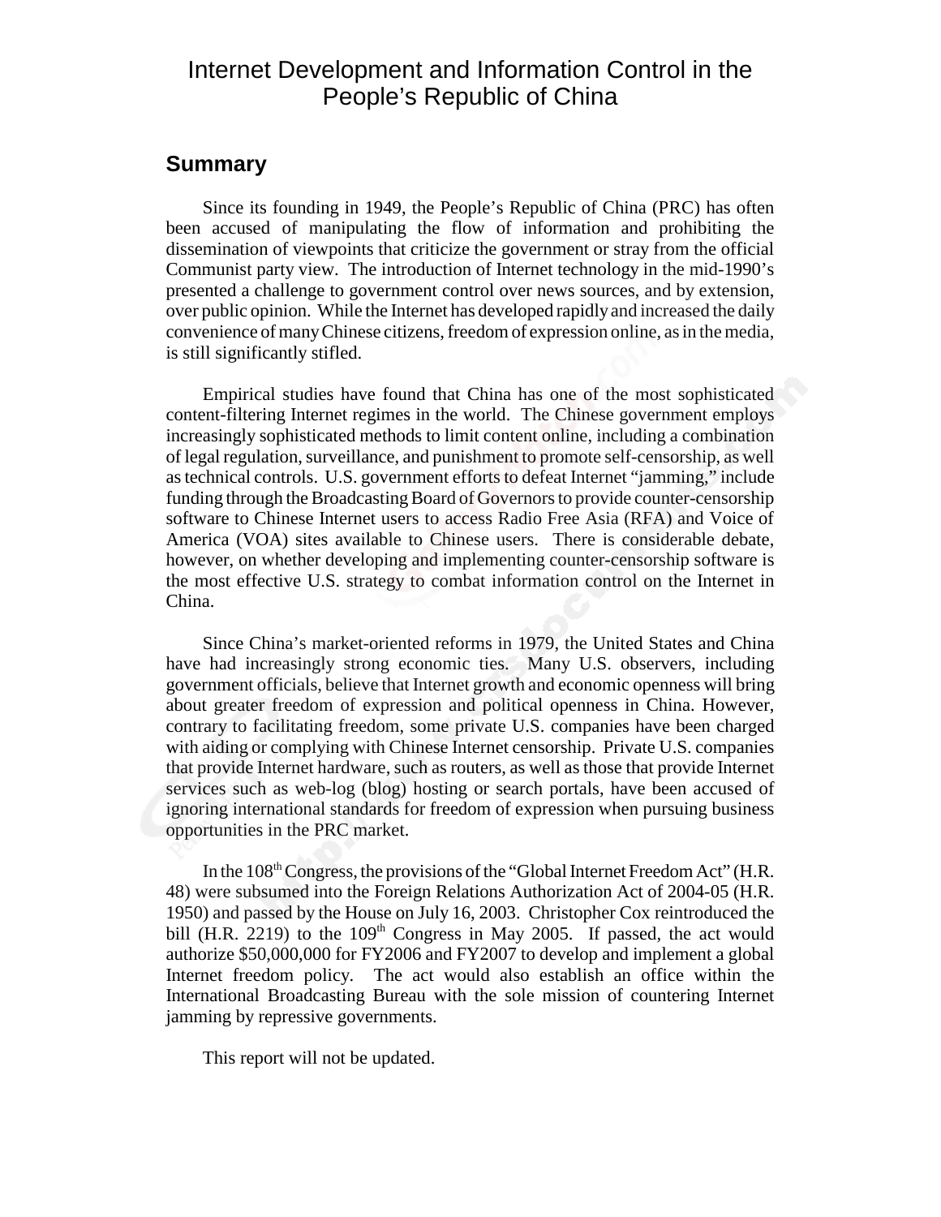# Internet Development and Information Control in the People's Republic of China

## Summary

Since its founding in 1949, the People's Republic of China (PRC) has often been accused of manipulating the flow of information and prohibiting the dissemination of viewpoints that criticize the government or stray from the official Communist party view. The introduction of Internet technology in the mid-1990's presented a challenge to government control over news sources, and by extension, over public opinion. While the Internet has developed rapidly and increased the daily convenience of many Chinese citizens, freedom of expression online, as in the media, is still significantly stifled.

Empirical studies have found that China has one of the most sophisticated content-filtering Internet regimes in the world. The Chinese government employs increasingly sophisticated methods to limit content online, including a combination of legal regulation, surveillance, and punishment to promote self-censorship, as well as technical controls. U.S. government efforts to defeat Internet "jamming," include funding through the Broadcasting Board of Governors to provide counter-censorship software to Chinese Internet users to access Radio Free Asia (RFA) and Voice of America (VOA) sites available to Chinese users. There is considerable debate, however, on whether developing and implementing counter-censorship software is the most effective U.S. strategy to combat information control on the Internet in China.

Since China's market-oriented reforms in 1979, the United States and China have had increasingly strong economic ties. Many U.S. observers, including government officials, believe that Internet growth and economic openness will bring about greater freedom of expression and political openness in China. However, contrary to facilitating freedom, some private U.S. companies have been charged with aiding or complying with Chinese Internet censorship. Private U.S. companies that provide Internet hardware, such as routers, as well as those that provide Internet services such as web-log (blog) hosting or search portals, have been accused of ignoring international standards for freedom of expression when pursuing business opportunities in the PRC market.

In the 108th Congress, the provisions of the "Global Internet Freedom Act" (H.R. 48) were subsumed into the Foreign Relations Authorization Act of 2004-05 (H.R. 1950) and passed by the House on July 16, 2003. Christopher Cox reintroduced the bill (H.R. 2219) to the 109th Congress in May 2005. If passed, the act would authorize $50,000,000 for FY2006 and FY2007 to develop and implement a global Internet freedom policy. The act would also establish an office within the International Broadcasting Bureau with the sole mission of countering Internet jamming by repressive governments.

This report will not be updated.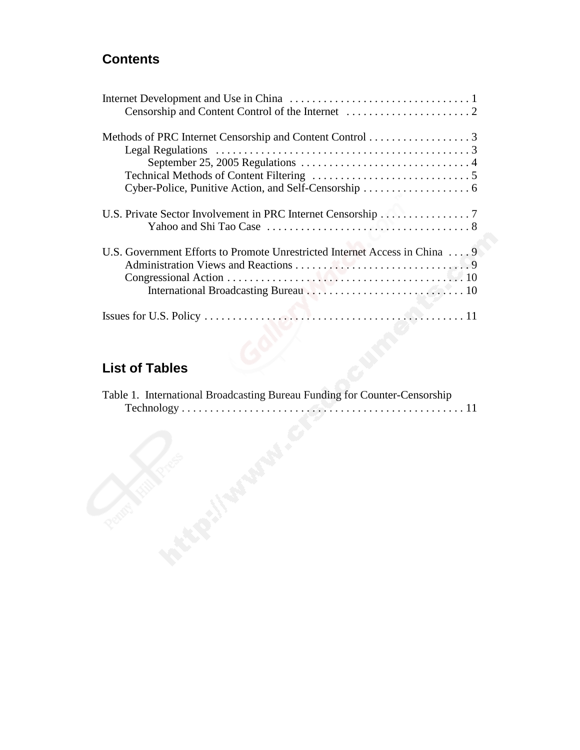## Contents

Internet Development and Use in China . . . . . . . . . . . . . . . . . . . . . . . . . . . . . . . . 1
    Censorship and Content Control of the Internet . . . . . . . . . . . . . . . . . . . . . . 2

Methods of PRC Internet Censorship and Content Control . . . . . . . . . . . . . . . . . . 3
    Legal Regulations . . . . . . . . . . . . . . . . . . . . . . . . . . . . . . . . . . . . . . . . . . . . . 3
        September 25, 2005 Regulations . . . . . . . . . . . . . . . . . . . . . . . . . . . . . . 4
    Technical Methods of Content Filtering . . . . . . . . . . . . . . . . . . . . . . . . . . . . 5
    Cyber-Police, Punitive Action, and Self-Censorship . . . . . . . . . . . . . . . . . . . 6

U.S. Private Sector Involvement in PRC Internet Censorship . . . . . . . . . . . . . . . . 7
        Yahoo and Shi Tao Case . . . . . . . . . . . . . . . . . . . . . . . . . . . . . . . . . . . . 8

U.S. Government Efforts to Promote Unrestricted Internet Access in China . . . . 9
    Administration Views and Reactions . . . . . . . . . . . . . . . . . . . . . . . . . . . . . . . 9
    Congressional Action . . . . . . . . . . . . . . . . . . . . . . . . . . . . . . . . . . . . . . . . . . 10
        International Broadcasting Bureau . . . . . . . . . . . . . . . . . . . . . . . . . . . . . 10

Issues for U.S. Policy . . . . . . . . . . . . . . . . . . . . . . . . . . . . . . . . . . . . . . . . . . . . . 11

## List of Tables

Table 1. International Broadcasting Bureau Funding for Counter-Censorship Technology . . . . . . . . . . . . . . . . . . . . . . . . . . . . . . . . . . . . . . . . . . . . . . . . . . 11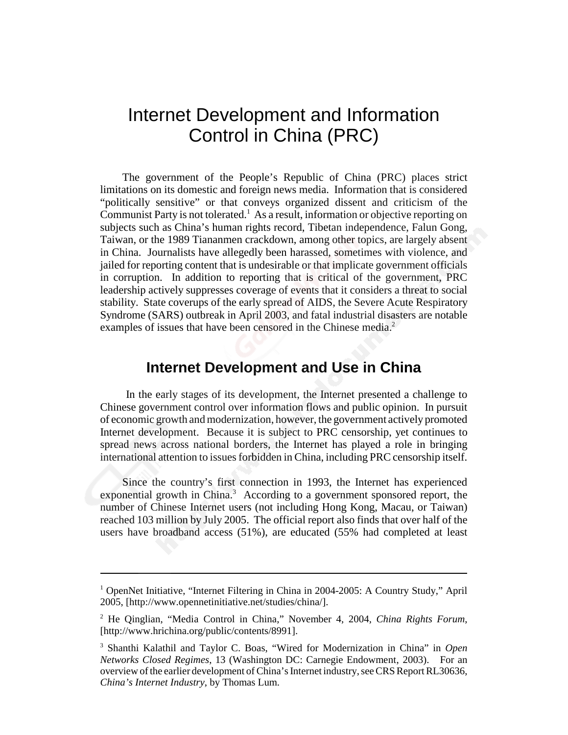# Internet Development and Information Control in China (PRC)

The government of the People's Republic of China (PRC) places strict limitations on its domestic and foreign news media. Information that is considered "politically sensitive" or that conveys organized dissent and criticism of the Communist Party is not tolerated.[1] As a result, information or objective reporting on subjects such as China's human rights record, Tibetan independence, Falun Gong, Taiwan, or the 1989 Tiananmen crackdown, among other topics, are largely absent in China. Journalists have allegedly been harassed, sometimes with violence, and jailed for reporting content that is undesirable or that implicate government officials in corruption. In addition to reporting that is critical of the government, PRC leadership actively suppresses coverage of events that it considers a threat to social stability. State coverups of the early spread of AIDS, the Severe Acute Respiratory Syndrome (SARS) outbreak in April 2003, and fatal industrial disasters are notable examples of issues that have been censored in the Chinese media.[2]

## Internet Development and Use in China

In the early stages of its development, the Internet presented a challenge to Chinese government control over information flows and public opinion. In pursuit of economic growth and modernization, however, the government actively promoted Internet development. Because it is subject to PRC censorship, yet continues to spread news across national borders, the Internet has played a role in bringing international attention to issues forbidden in China, including PRC censorship itself.

Since the country's first connection in 1993, the Internet has experienced exponential growth in China.[3] According to a government sponsored report, the number of Chinese Internet users (not including Hong Kong, Macau, or Taiwan) reached 103 million by July 2005. The official report also finds that over half of the users have broadband access (51%), are educated (55% had completed at least

---

[1] OpenNet Initiative, "Internet Filtering in China in 2004-2005: A Country Study," April 2005, [http://www.opennetinitiative.net/studies/china/].

[2] He Qinglian, "Media Control in China," November 4, 2004, *China Rights Forum*, [http://www.hrichina.org/public/contents/8991].

[3] Shanthi Kalathil and Taylor C. Boas, "Wired for Modernization in China" in *Open Networks Closed Regimes*, 13 (Washington DC: Carnegie Endowment, 2003). For an overview of the earlier development of China's Internet industry, see CRS Report RL30636, *China's Internet Industry*, by Thomas Lum.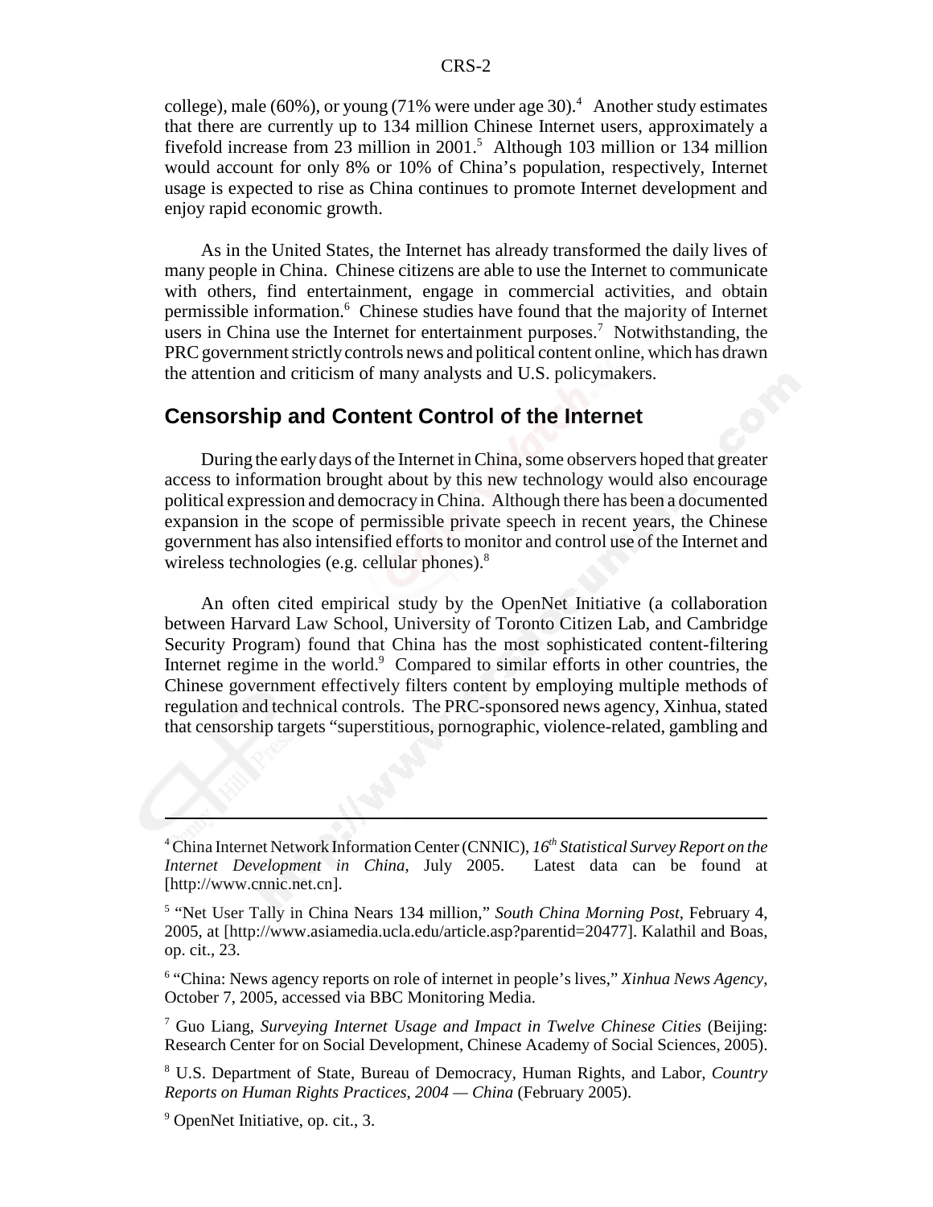college), male (60%), or young (71% were under age 30).[4] Another study estimates that there are currently up to 134 million Chinese Internet users, approximately a fivefold increase from 23 million in 2001.[5] Although 103 million or 134 million would account for only 8% or 10% of China's population, respectively, Internet usage is expected to rise as China continues to promote Internet development and enjoy rapid economic growth.

As in the United States, the Internet has already transformed the daily lives of many people in China. Chinese citizens are able to use the Internet to communicate with others, find entertainment, engage in commercial activities, and obtain permissible information.[6] Chinese studies have found that the majority of Internet users in China use the Internet for entertainment purposes.[7] Notwithstanding, the PRC government strictly controls news and political content online, which has drawn the attention and criticism of many analysts and U.S. policymakers.

## Censorship and Content Control of the Internet

During the early days of the Internet in China, some observers hoped that greater access to information brought about by this new technology would also encourage political expression and democracy in China. Although there has been a documented expansion in the scope of permissible private speech in recent years, the Chinese government has also intensified efforts to monitor and control use of the Internet and wireless technologies (e.g. cellular phones).[8]

An often cited empirical study by the OpenNet Initiative (a collaboration between Harvard Law School, University of Toronto Citizen Lab, and Cambridge Security Program) found that China has the most sophisticated content-filtering Internet regime in the world.[9] Compared to similar efforts in other countries, the Chinese government effectively filters content by employing multiple methods of regulation and technical controls. The PRC-sponsored news agency, Xinhua, stated that censorship targets "superstitious, pornographic, violence-related, gambling and

---

[4] China Internet Network Information Center (CNNIC), *16th Statistical Survey Report on the Internet Development in China*, July 2005. Latest data can be found at [http://www.cnnic.net.cn].

[5] "Net User Tally in China Nears 134 million," *South China Morning Post*, February 4, 2005, at [http://www.asiamedia.ucla.edu/article.asp?parentid=20477]. Kalathil and Boas, op. cit., 23.

[6] "China: News agency reports on role of internet in people's lives," *Xinhua News Agency*, October 7, 2005, accessed via BBC Monitoring Media.

[7] Guo Liang, *Surveying Internet Usage and Impact in Twelve Chinese Cities* (Beijing: Research Center for on Social Development, Chinese Academy of Social Sciences, 2005).

[8] U.S. Department of State, Bureau of Democracy, Human Rights, and Labor, *Country Reports on Human Rights Practices, 2004 — China* (February 2005).

[9] OpenNet Initiative, op. cit., 3.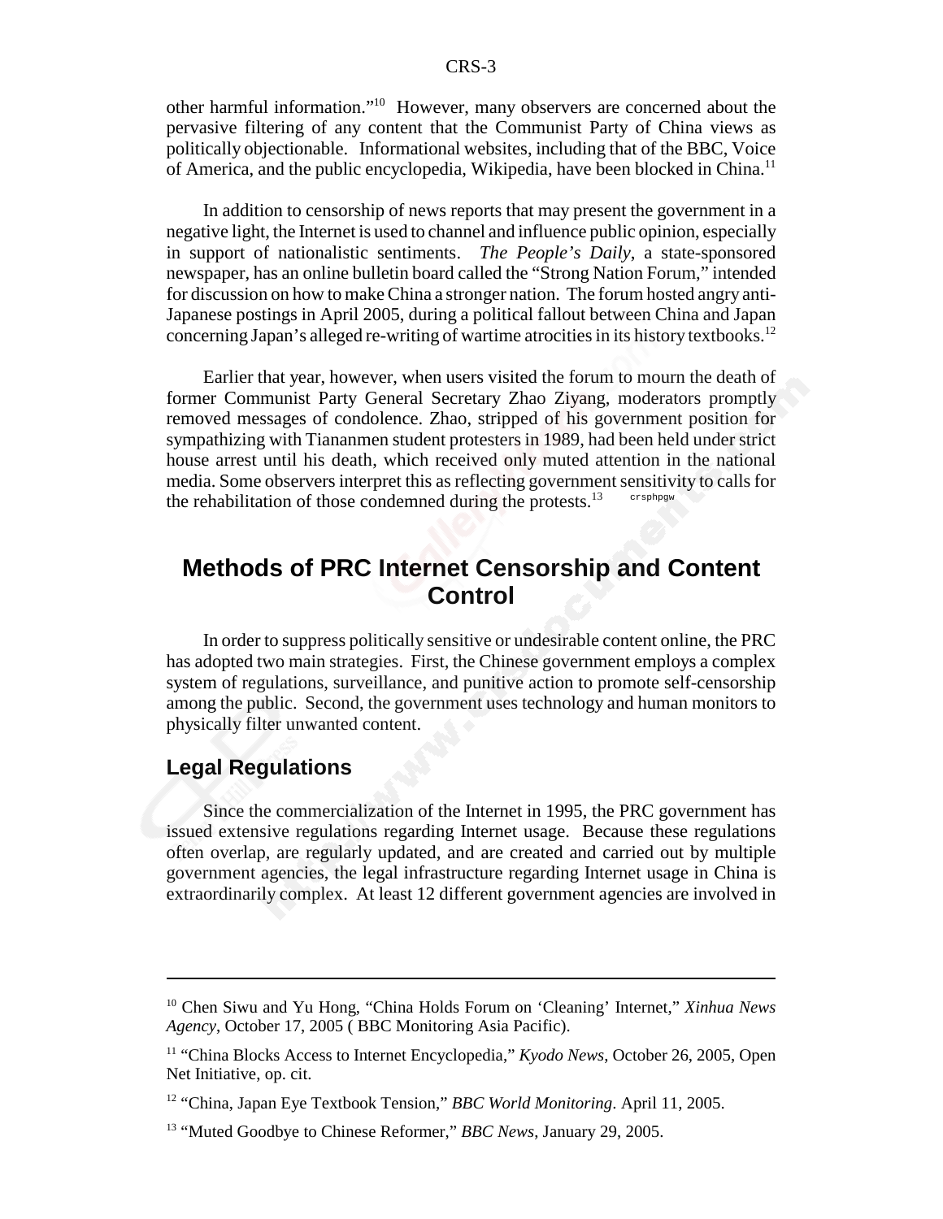other harmful information."[10] However, many observers are concerned about the pervasive filtering of any content that the Communist Party of China views as politically objectionable. Informational websites, including that of the BBC, Voice of America, and the public encyclopedia, Wikipedia, have been blocked in China.[11]

In addition to censorship of news reports that may present the government in a negative light, the Internet is used to channel and influence public opinion, especially in support of nationalistic sentiments. *The People's Daily*, a state-sponsored newspaper, has an online bulletin board called the "Strong Nation Forum," intended for discussion on how to make China a stronger nation. The forum hosted angry anti-Japanese postings in April 2005, during a political fallout between China and Japan concerning Japan's alleged re-writing of wartime atrocities in its history textbooks.[12]

Earlier that year, however, when users visited the forum to mourn the death of former Communist Party General Secretary Zhao Ziyang, moderators promptly removed messages of condolence. Zhao, stripped of his government position for sympathizing with Tiananmen student protesters in 1989, had been held under strict house arrest until his death, which received only muted attention in the national media. Some observers interpret this as reflecting government sensitivity to calls for the rehabilitation of those condemned during the protests.[13]

## Methods of PRC Internet Censorship and Content Control

In order to suppress politically sensitive or undesirable content online, the PRC has adopted two main strategies. First, the Chinese government employs a complex system of regulations, surveillance, and punitive action to promote self-censorship among the public. Second, the government uses technology and human monitors to physically filter unwanted content.

### Legal Regulations

Since the commercialization of the Internet in 1995, the PRC government has issued extensive regulations regarding Internet usage. Because these regulations often overlap, are regularly updated, and are created and carried out by multiple government agencies, the legal infrastructure regarding Internet usage in China is extraordinarily complex. At least 12 different government agencies are involved in

---

[10] Chen Siwu and Yu Hong, "China Holds Forum on 'Cleaning' Internet," *Xinhua News Agency*, October 17, 2005 ( BBC Monitoring Asia Pacific).

[11] "China Blocks Access to Internet Encyclopedia," *Kyodo News*, October 26, 2005, Open Net Initiative, op. cit.

[12] "China, Japan Eye Textbook Tension," *BBC World Monitoring*. April 11, 2005.

[13] "Muted Goodbye to Chinese Reformer," *BBC News*, January 29, 2005.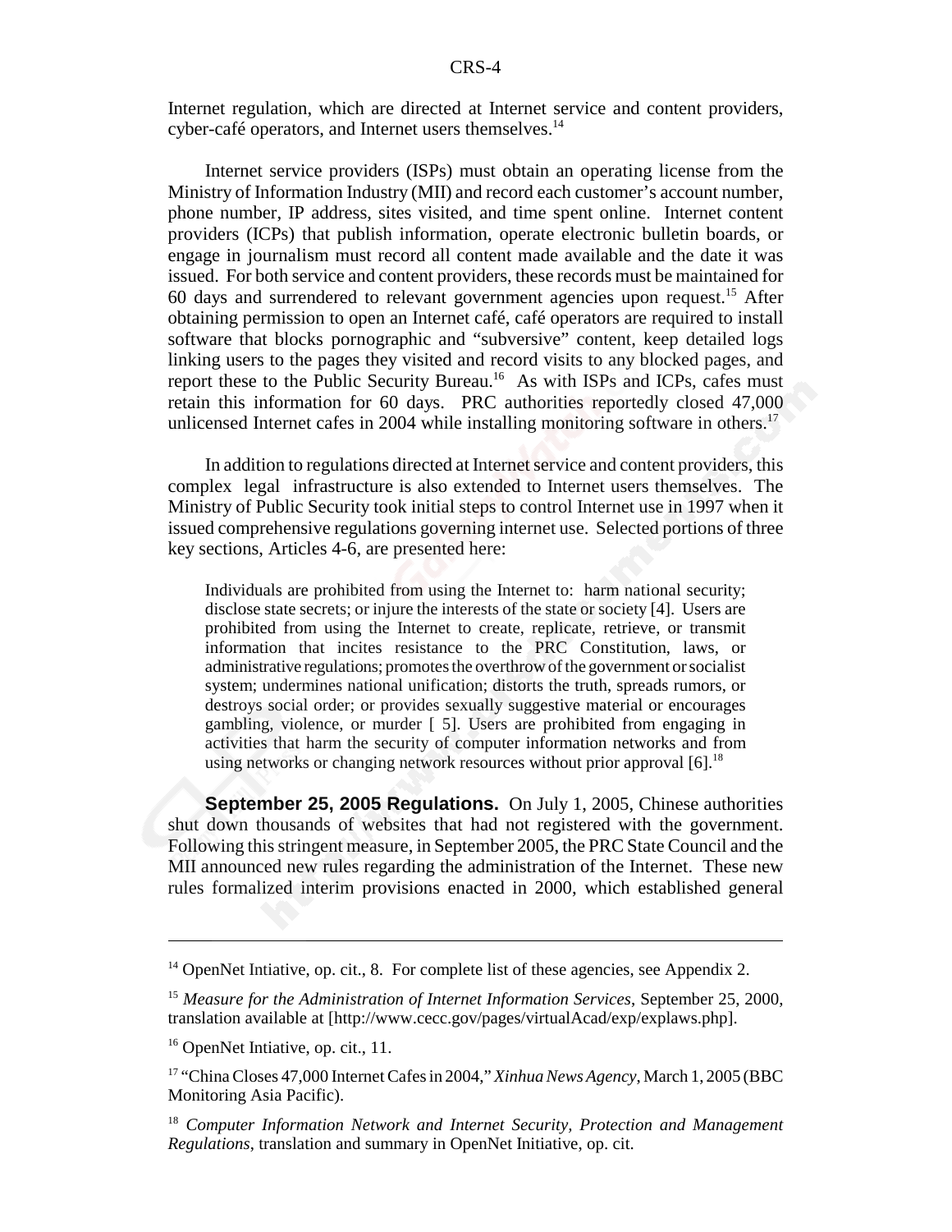Internet regulation, which are directed at Internet service and content providers, cyber-café operators, and Internet users themselves.[14]

Internet service providers (ISPs) must obtain an operating license from the Ministry of Information Industry (MII) and record each customer's account number, phone number, IP address, sites visited, and time spent online. Internet content providers (ICPs) that publish information, operate electronic bulletin boards, or engage in journalism must record all content made available and the date it was issued. For both service and content providers, these records must be maintained for 60 days and surrendered to relevant government agencies upon request.[15] After obtaining permission to open an Internet café, café operators are required to install software that blocks pornographic and "subversive" content, keep detailed logs linking users to the pages they visited and record visits to any blocked pages, and report these to the Public Security Bureau.[16] As with ISPs and ICPs, cafes must retain this information for 60 days. PRC authorities reportedly closed 47,000 unlicensed Internet cafes in 2004 while installing monitoring software in others.[17]

In addition to regulations directed at Internet service and content providers, this complex legal infrastructure is also extended to Internet users themselves. The Ministry of Public Security took initial steps to control Internet use in 1997 when it issued comprehensive regulations governing internet use. Selected portions of three key sections, Articles 4-6, are presented here:

> Individuals are prohibited from using the Internet to: harm national security; disclose state secrets; or injure the interests of the state or society [4]. Users are prohibited from using the Internet to create, replicate, retrieve, or transmit information that incites resistance to the PRC Constitution, laws, or administrative regulations; promotes the overthrow of the government or socialist system; undermines national unification; distorts the truth, spreads rumors, or destroys social order; or provides sexually suggestive material or encourages gambling, violence, or murder [ 5]. Users are prohibited from engaging in activities that harm the security of computer information networks and from using networks or changing network resources without prior approval [6].[18]

**September 25, 2005 Regulations.** On July 1, 2005, Chinese authorities shut down thousands of websites that had not registered with the government. Following this stringent measure, in September 2005, the PRC State Council and the MII announced new rules regarding the administration of the Internet. These new rules formalized interim provisions enacted in 2000, which established general

---

[14] OpenNet Intiative, op. cit., 8. For complete list of these agencies, see Appendix 2.

[15] *Measure for the Administration of Internet Information Services*, September 25, 2000, translation available at [http://www.cecc.gov/pages/virtualAcad/exp/explaws.php].

[16] OpenNet Intiative, op. cit., 11.

[17] "China Closes 47,000 Internet Cafes in 2004," *Xinhua News Agency*, March 1, 2005 (BBC Monitoring Asia Pacific).

[18] *Computer Information Network and Internet Security, Protection and Management Regulations*, translation and summary in OpenNet Initiative, op. cit.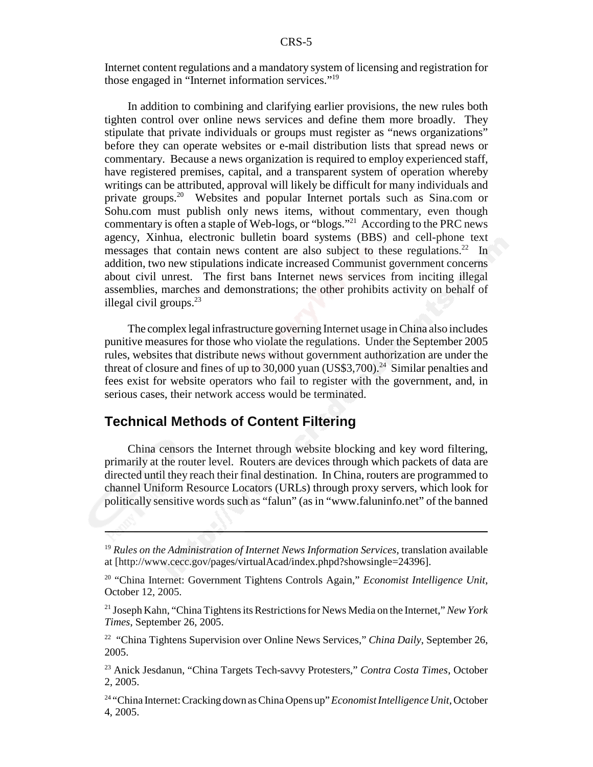Internet content regulations and a mandatory system of licensing and registration for those engaged in "Internet information services."[19]

In addition to combining and clarifying earlier provisions, the new rules both tighten control over online news services and define them more broadly. They stipulate that private individuals or groups must register as "news organizations" before they can operate websites or e-mail distribution lists that spread news or commentary. Because a news organization is required to employ experienced staff, have registered premises, capital, and a transparent system of operation whereby writings can be attributed, approval will likely be difficult for many individuals and private groups.[20] Websites and popular Internet portals such as Sina.com or Sohu.com must publish only news items, without commentary, even though commentary is often a staple of Web-logs, or "blogs."[21] According to the PRC news agency, Xinhua, electronic bulletin board systems (BBS) and cell-phone text messages that contain news content are also subject to these regulations.[22] In addition, two new stipulations indicate increased Communist government concerns about civil unrest. The first bans Internet news services from inciting illegal assemblies, marches and demonstrations; the other prohibits activity on behalf of illegal civil groups.[23]

The complex legal infrastructure governing Internet usage in China also includes punitive measures for those who violate the regulations. Under the September 2005 rules, websites that distribute news without government authorization are under the threat of closure and fines of up to 30,000 yuan (US$3,700).[24] Similar penalties and fees exist for website operators who fail to register with the government, and, in serious cases, their network access would be terminated.

## Technical Methods of Content Filtering

China censors the Internet through website blocking and key word filtering, primarily at the router level. Routers are devices through which packets of data are directed until they reach their final destination. In China, routers are programmed to channel Uniform Resource Locators (URLs) through proxy servers, which look for politically sensitive words such as "falun" (as in "www.faluninfo.net" of the banned

---

[19] *Rules on the Administration of Internet News Information Services*, translation available at [http://www.cecc.gov/pages/virtualAcad/index.phpd?showsingle=24396].

[20] "China Internet: Government Tightens Controls Again," *Economist Intelligence Unit*, October 12, 2005.

[21] Joseph Kahn, "China Tightens its Restrictions for News Media on the Internet," *New York Times*, September 26, 2005.

[22] "China Tightens Supervision over Online News Services," *China Daily*, September 26, 2005.

[23] Anick Jesdanun, "China Targets Tech-savvy Protesters," *Contra Costa Times*, October 2, 2005.

[24] "China Internet: Cracking down as China Opens up" *Economist Intelligence Unit*, October 4, 2005.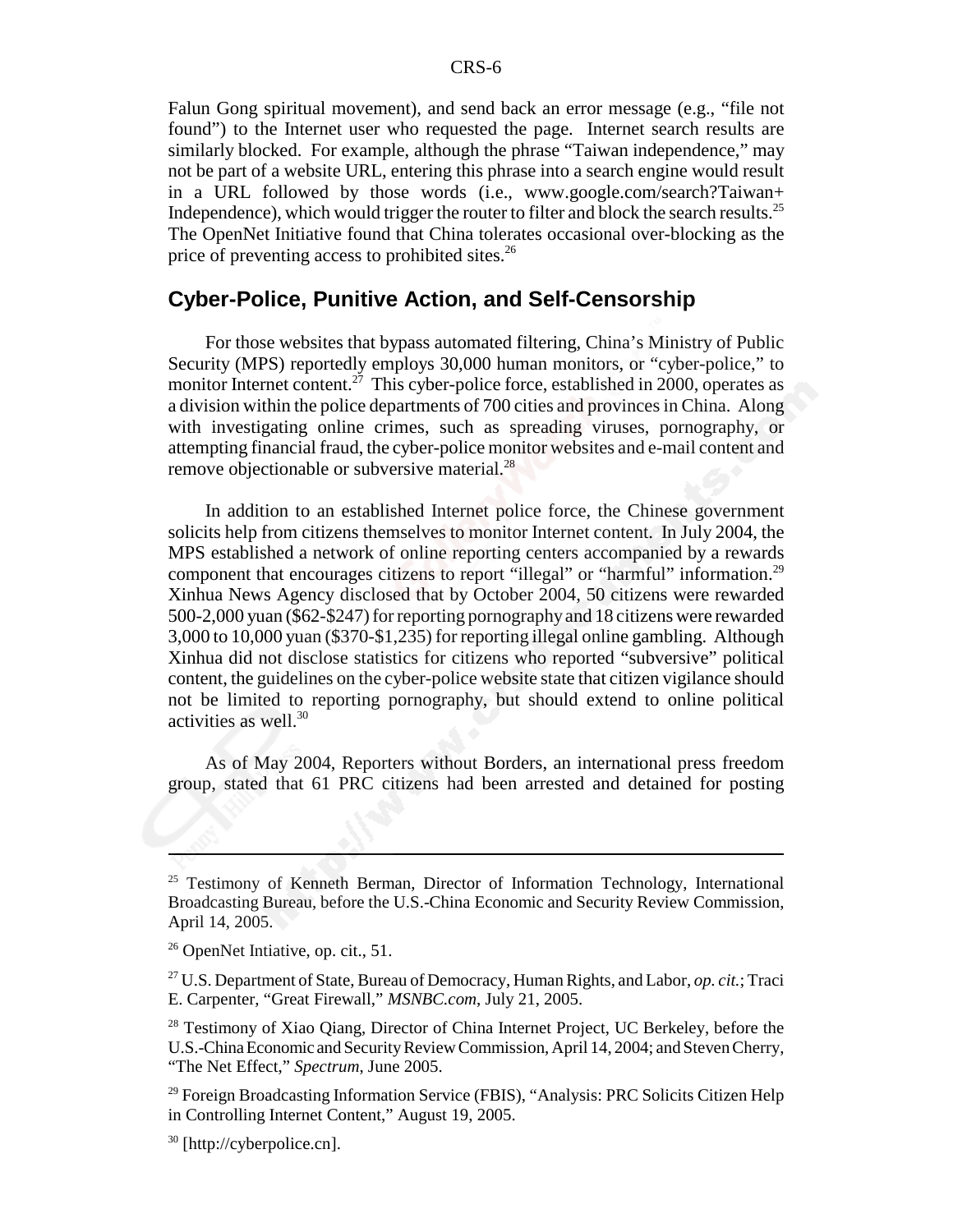Falun Gong spiritual movement), and send back an error message (e.g., "file not found") to the Internet user who requested the page. Internet search results are similarly blocked. For example, although the phrase "Taiwan independence," may not be part of a website URL, entering this phrase into a search engine would result in a URL followed by those words (i.e., www.google.com/search?Taiwan+ Independence), which would trigger the router to filter and block the search results.[25] The OpenNet Initiative found that China tolerates occasional over-blocking as the price of preventing access to prohibited sites.[26]

## Cyber-Police, Punitive Action, and Self-Censorship

For those websites that bypass automated filtering, China's Ministry of Public Security (MPS) reportedly employs 30,000 human monitors, or "cyber-police," to monitor Internet content.[27] This cyber-police force, established in 2000, operates as a division within the police departments of 700 cities and provinces in China. Along with investigating online crimes, such as spreading viruses, pornography, or attempting financial fraud, the cyber-police monitor websites and e-mail content and remove objectionable or subversive material.[28]

In addition to an established Internet police force, the Chinese government solicits help from citizens themselves to monitor Internet content. In July 2004, the MPS established a network of online reporting centers accompanied by a rewards component that encourages citizens to report "illegal" or "harmful" information.[29] Xinhua News Agency disclosed that by October 2004, 50 citizens were rewarded 500-2,000 yuan ($62-$247) for reporting pornography and 18 citizens were rewarded 3,000 to 10,000 yuan ($370-$1,235) for reporting illegal online gambling. Although Xinhua did not disclose statistics for citizens who reported "subversive" political content, the guidelines on the cyber-police website state that citizen vigilance should not be limited to reporting pornography, but should extend to online political activities as well.[30]

As of May 2004, Reporters without Borders, an international press freedom group, stated that 61 PRC citizens had been arrested and detained for posting

---

[25] Testimony of Kenneth Berman, Director of Information Technology, International Broadcasting Bureau, before the U.S.-China Economic and Security Review Commission, April 14, 2005.

[26] OpenNet Intiative, op. cit., 51.

[27] U.S. Department of State, Bureau of Democracy, Human Rights, and Labor, *op. cit.*; Traci E. Carpenter, "Great Firewall," *MSNBC.com*, July 21, 2005.

[28] Testimony of Xiao Qiang, Director of China Internet Project, UC Berkeley, before the U.S.-China Economic and Security Review Commission, April 14, 2004; and Steven Cherry, "The Net Effect," *Spectrum*, June 2005.

[29] Foreign Broadcasting Information Service (FBIS), "Analysis: PRC Solicits Citizen Help in Controlling Internet Content," August 19, 2005.

[30] [http://cyberpolice.cn].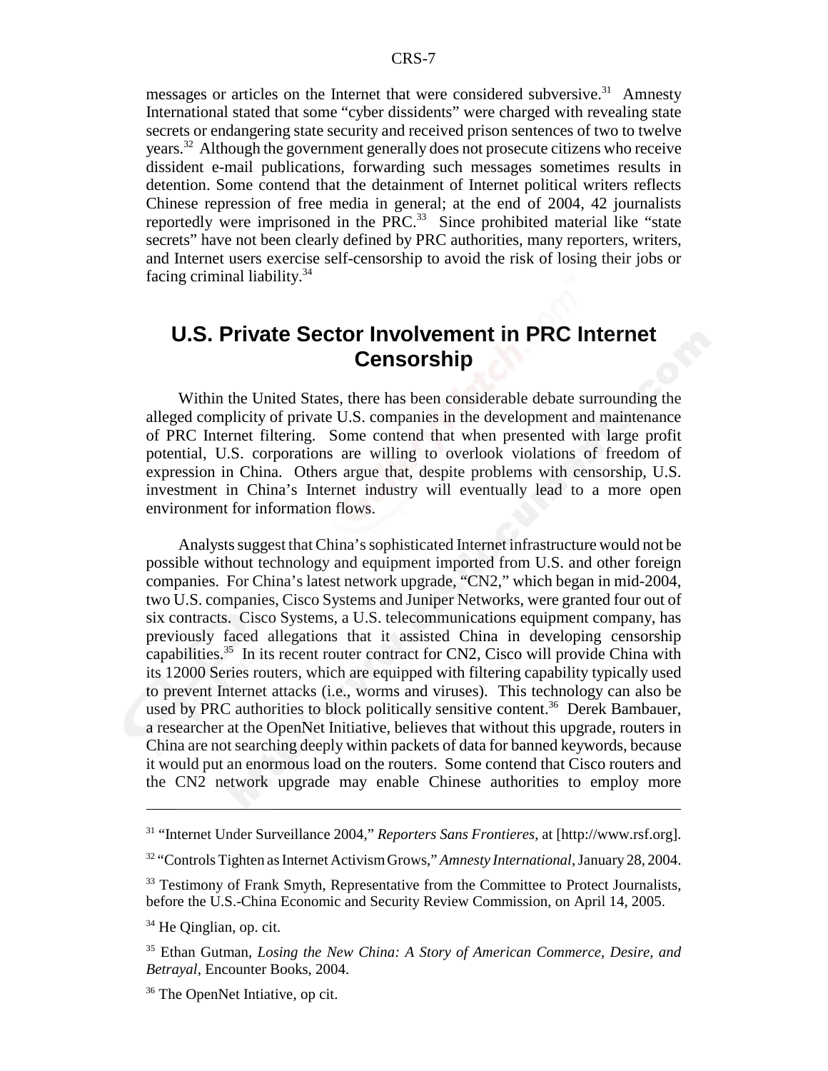messages or articles on the Internet that were considered subversive.[31] Amnesty International stated that some "cyber dissidents" were charged with revealing state secrets or endangering state security and received prison sentences of two to twelve years.[32] Although the government generally does not prosecute citizens who receive dissident e-mail publications, forwarding such messages sometimes results in detention. Some contend that the detainment of Internet political writers reflects Chinese repression of free media in general; at the end of 2004, 42 journalists reportedly were imprisoned in the PRC.[33] Since prohibited material like "state secrets" have not been clearly defined by PRC authorities, many reporters, writers, and Internet users exercise self-censorship to avoid the risk of losing their jobs or facing criminal liability.[34]

## U.S. Private Sector Involvement in PRC Internet Censorship

Within the United States, there has been considerable debate surrounding the alleged complicity of private U.S. companies in the development and maintenance of PRC Internet filtering. Some contend that when presented with large profit potential, U.S. corporations are willing to overlook violations of freedom of expression in China. Others argue that, despite problems with censorship, U.S. investment in China's Internet industry will eventually lead to a more open environment for information flows.

Analysts suggest that China's sophisticated Internet infrastructure would not be possible without technology and equipment imported from U.S. and other foreign companies. For China's latest network upgrade, "CN2," which began in mid-2004, two U.S. companies, Cisco Systems and Juniper Networks, were granted four out of six contracts. Cisco Systems, a U.S. telecommunications equipment company, has previously faced allegations that it assisted China in developing censorship capabilities.[35] In its recent router contract for CN2, Cisco will provide China with its 12000 Series routers, which are equipped with filtering capability typically used to prevent Internet attacks (i.e., worms and viruses). This technology can also be used by PRC authorities to block politically sensitive content.[36] Derek Bambauer, a researcher at the OpenNet Initiative, believes that without this upgrade, routers in China are not searching deeply within packets of data for banned keywords, because it would put an enormous load on the routers. Some contend that Cisco routers and the CN2 network upgrade may enable Chinese authorities to employ more

---

[31] "Internet Under Surveillance 2004," *Reporters Sans Frontieres*, at [http://www.rsf.org].

[32] "Controls Tighten as Internet Activism Grows," *Amnesty International*, January 28, 2004.

[33] Testimony of Frank Smyth, Representative from the Committee to Protect Journalists, before the U.S.-China Economic and Security Review Commission, on April 14, 2005.

[34] He Qinglian, op. cit.

[35] Ethan Gutman, *Losing the New China: A Story of American Commerce, Desire, and Betrayal*, Encounter Books, 2004.

[36] The OpenNet Intiative, op cit.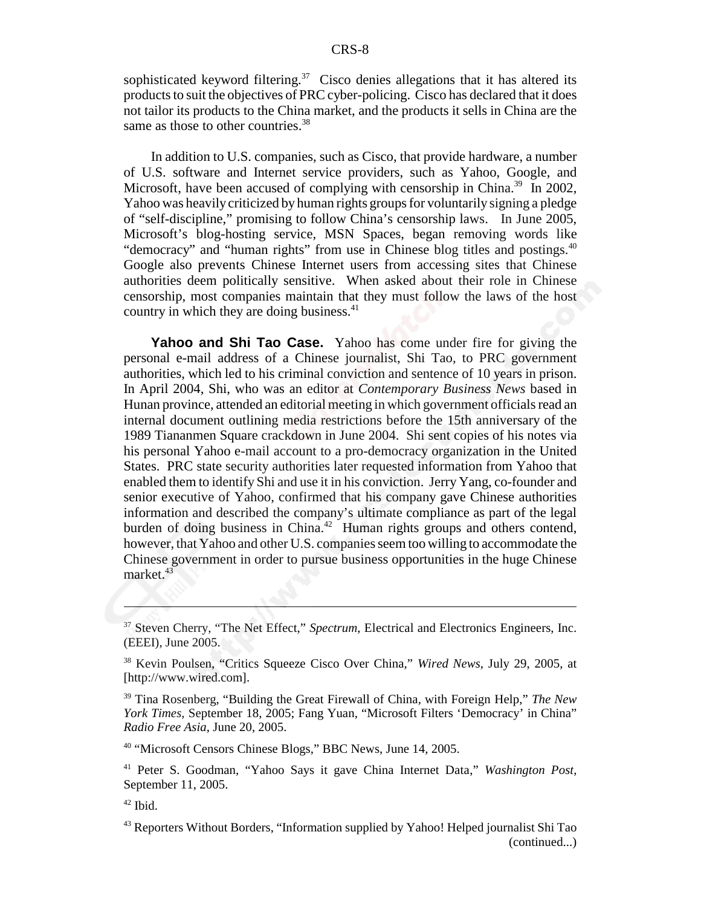sophisticated keyword filtering.[37] Cisco denies allegations that it has altered its products to suit the objectives of PRC cyber-policing. Cisco has declared that it does not tailor its products to the China market, and the products it sells in China are the same as those to other countries.[38]

In addition to U.S. companies, such as Cisco, that provide hardware, a number of U.S. software and Internet service providers, such as Yahoo, Google, and Microsoft, have been accused of complying with censorship in China.[39] In 2002, Yahoo was heavily criticized by human rights groups for voluntarily signing a pledge of "self-discipline," promising to follow China's censorship laws. In June 2005, Microsoft's blog-hosting service, MSN Spaces, began removing words like "democracy" and "human rights" from use in Chinese blog titles and postings.[40] Google also prevents Chinese Internet users from accessing sites that Chinese authorities deem politically sensitive. When asked about their role in Chinese censorship, most companies maintain that they must follow the laws of the host country in which they are doing business.[41]

**Yahoo and Shi Tao Case.** Yahoo has come under fire for giving the personal e-mail address of a Chinese journalist, Shi Tao, to PRC government authorities, which led to his criminal conviction and sentence of 10 years in prison. In April 2004, Shi, who was an editor at *Contemporary Business News* based in Hunan province, attended an editorial meeting in which government officials read an internal document outlining media restrictions before the 15th anniversary of the 1989 Tiananmen Square crackdown in June 2004. Shi sent copies of his notes via his personal Yahoo e-mail account to a pro-democracy organization in the United States. PRC state security authorities later requested information from Yahoo that enabled them to identify Shi and use it in his conviction. Jerry Yang, co-founder and senior executive of Yahoo, confirmed that his company gave Chinese authorities information and described the company's ultimate compliance as part of the legal burden of doing business in China.[42] Human rights groups and others contend, however, that Yahoo and other U.S. companies seem too willing to accommodate the Chinese government in order to pursue business opportunities in the huge Chinese market.[43]

---

[37] Steven Cherry, "The Net Effect," *Spectrum*, Electrical and Electronics Engineers, Inc. (EEEI), June 2005.

[38] Kevin Poulsen, "Critics Squeeze Cisco Over China," *Wired News*, July 29, 2005, at [http://www.wired.com].

[39] Tina Rosenberg, "Building the Great Firewall of China, with Foreign Help," *The New York Times*, September 18, 2005; Fang Yuan, "Microsoft Filters 'Democracy' in China" *Radio Free Asia*, June 20, 2005.

[40] "Microsoft Censors Chinese Blogs," BBC News, June 14, 2005.

[41] Peter S. Goodman, "Yahoo Says it gave China Internet Data," *Washington Post*, September 11, 2005.

[42] Ibid.

[43] Reporters Without Borders, "Information supplied by Yahoo! Helped journalist Shi Tao (continued...)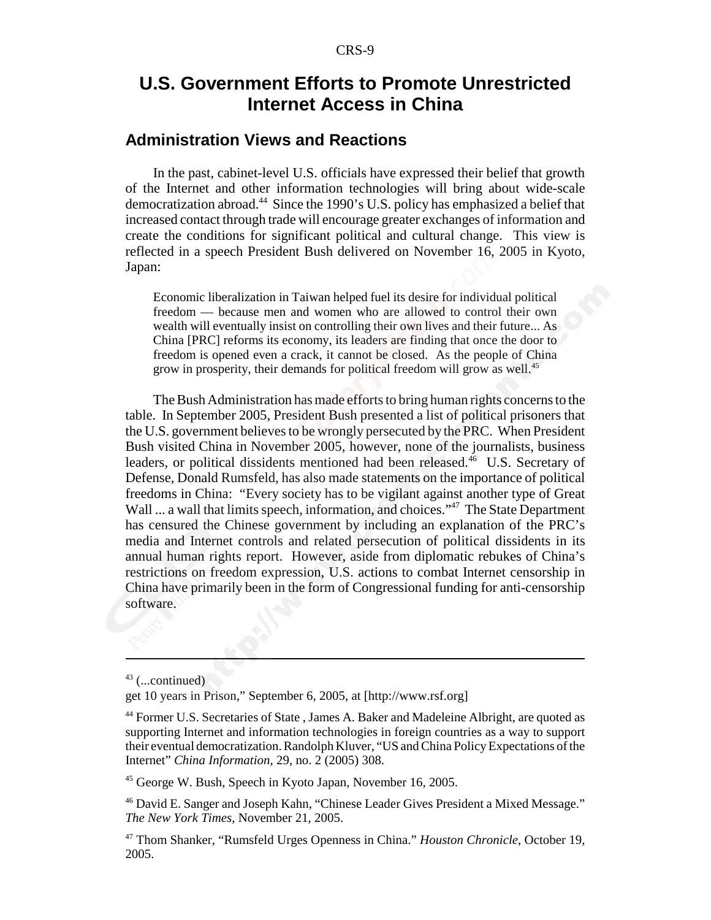# U.S. Government Efforts to Promote Unrestricted Internet Access in China

## Administration Views and Reactions

In the past, cabinet-level U.S. officials have expressed their belief that growth of the Internet and other information technologies will bring about wide-scale democratization abroad.[44] Since the 1990's U.S. policy has emphasized a belief that increased contact through trade will encourage greater exchanges of information and create the conditions for significant political and cultural change. This view is reflected in a speech President Bush delivered on November 16, 2005 in Kyoto, Japan:

> Economic liberalization in Taiwan helped fuel its desire for individual political freedom — because men and women who are allowed to control their own wealth will eventually insist on controlling their own lives and their future... As China [PRC] reforms its economy, its leaders are finding that once the door to freedom is opened even a crack, it cannot be closed. As the people of China grow in prosperity, their demands for political freedom will grow as well.[45]

The Bush Administration has made efforts to bring human rights concerns to the table. In September 2005, President Bush presented a list of political prisoners that the U.S. government believes to be wrongly persecuted by the PRC. When President Bush visited China in November 2005, however, none of the journalists, business leaders, or political dissidents mentioned had been released.[46] U.S. Secretary of Defense, Donald Rumsfeld, has also made statements on the importance of political freedoms in China: "Every society has to be vigilant against another type of Great Wall ... a wall that limits speech, information, and choices."[47] The State Department has censured the Chinese government by including an explanation of the PRC's media and Internet controls and related persecution of political dissidents in its annual human rights report. However, aside from diplomatic rebukes of China's restrictions on freedom expression, U.S. actions to combat Internet censorship in China have primarily been in the form of Congressional funding for anti-censorship software.

---

[43] (...continued)
get 10 years in Prison," September 6, 2005, at [http://www.rsf.org]

[44] Former U.S. Secretaries of State , James A. Baker and Madeleine Albright, are quoted as supporting Internet and information technologies in foreign countries as a way to support their eventual democratization. Randolph Kluver, "US and China Policy Expectations of the Internet" *China Information,* 29, no. 2 (2005) 308.

[45] George W. Bush, Speech in Kyoto Japan, November 16, 2005.

[46] David E. Sanger and Joseph Kahn, "Chinese Leader Gives President a Mixed Message." *The New York Times*, November 21, 2005.

[47] Thom Shanker, "Rumsfeld Urges Openness in China." *Houston Chronicle*, October 19, 2005.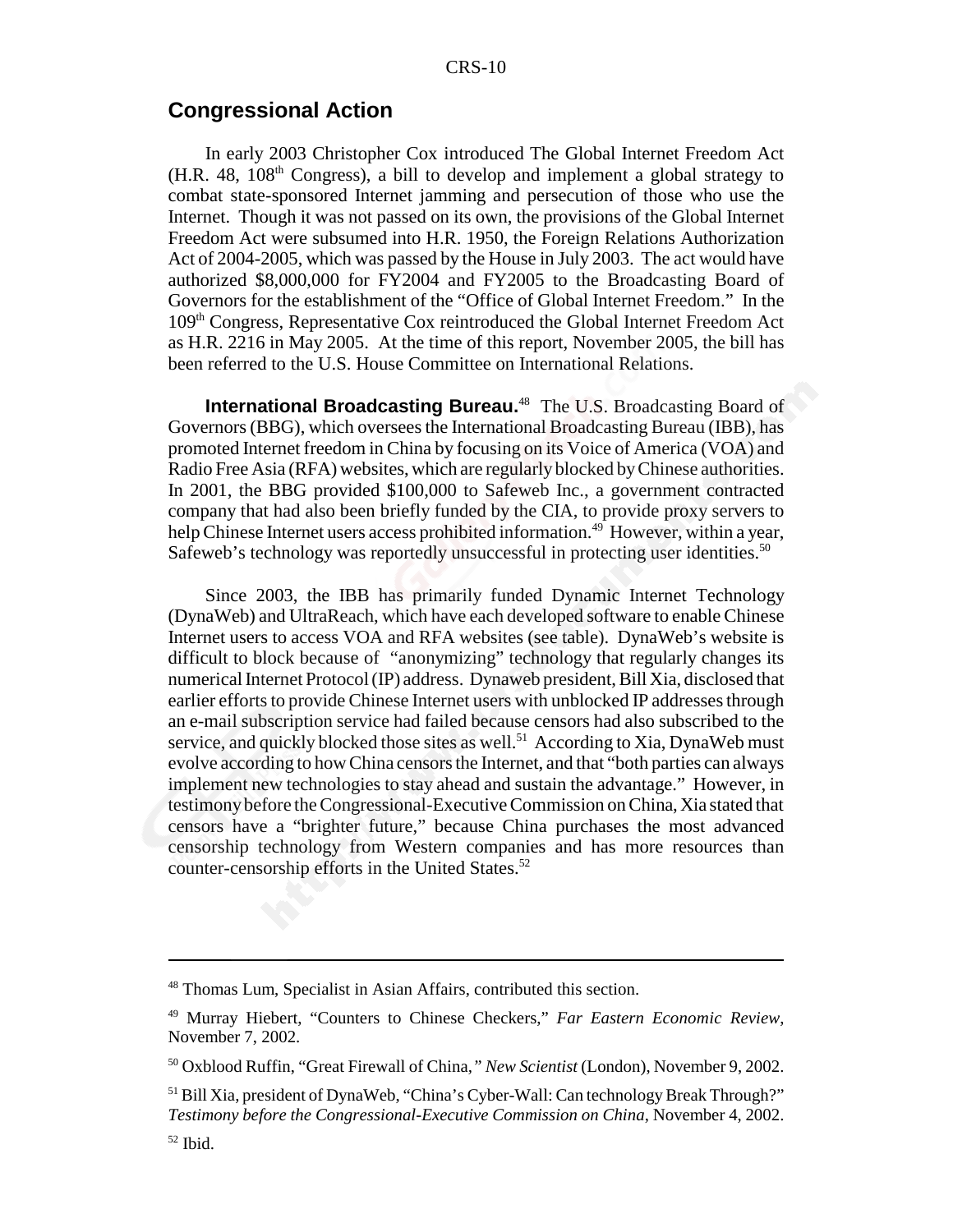## Congressional Action

In early 2003 Christopher Cox introduced The Global Internet Freedom Act (H.R. 48, 108th Congress), a bill to develop and implement a global strategy to combat state-sponsored Internet jamming and persecution of those who use the Internet. Though it was not passed on its own, the provisions of the Global Internet Freedom Act were subsumed into H.R. 1950, the Foreign Relations Authorization Act of 2004-2005, which was passed by the House in July 2003. The act would have authorized $8,000,000 for FY2004 and FY2005 to the Broadcasting Board of Governors for the establishment of the "Office of Global Internet Freedom." In the 109th Congress, Representative Cox reintroduced the Global Internet Freedom Act as H.R. 2216 in May 2005. At the time of this report, November 2005, the bill has been referred to the U.S. House Committee on International Relations.

**International Broadcasting Bureau.**[48] The U.S. Broadcasting Board of Governors (BBG), which oversees the International Broadcasting Bureau (IBB), has promoted Internet freedom in China by focusing on its Voice of America (VOA) and Radio Free Asia (RFA) websites, which are regularly blocked by Chinese authorities. In 2001, the BBG provided $100,000 to Safeweb Inc., a government contracted company that had also been briefly funded by the CIA, to provide proxy servers to help Chinese Internet users access prohibited information.[49] However, within a year, Safeweb's technology was reportedly unsuccessful in protecting user identities.[50]

Since 2003, the IBB has primarily funded Dynamic Internet Technology (DynaWeb) and UltraReach, which have each developed software to enable Chinese Internet users to access VOA and RFA websites (see table). DynaWeb's website is difficult to block because of "anonymizing" technology that regularly changes its numerical Internet Protocol (IP) address. Dynaweb president, Bill Xia, disclosed that earlier efforts to provide Chinese Internet users with unblocked IP addresses through an e-mail subscription service had failed because censors had also subscribed to the service, and quickly blocked those sites as well.[51] According to Xia, DynaWeb must evolve according to how China censors the Internet, and that "both parties can always implement new technologies to stay ahead and sustain the advantage." However, in testimony before the Congressional-Executive Commission on China, Xia stated that censors have a "brighter future," because China purchases the most advanced censorship technology from Western companies and has more resources than counter-censorship efforts in the United States.[52]

---

[48] Thomas Lum, Specialist in Asian Affairs, contributed this section.

[49] Murray Hiebert, "Counters to Chinese Checkers," *Far Eastern Economic Review*, November 7, 2002.

[50] Oxblood Ruffin, "Great Firewall of China," *New Scientist* (London), November 9, 2002.

[51] Bill Xia, president of DynaWeb, "China's Cyber-Wall: Can technology Break Through?" *Testimony before the Congressional-Executive Commission on China*, November 4, 2002.

[52] Ibid.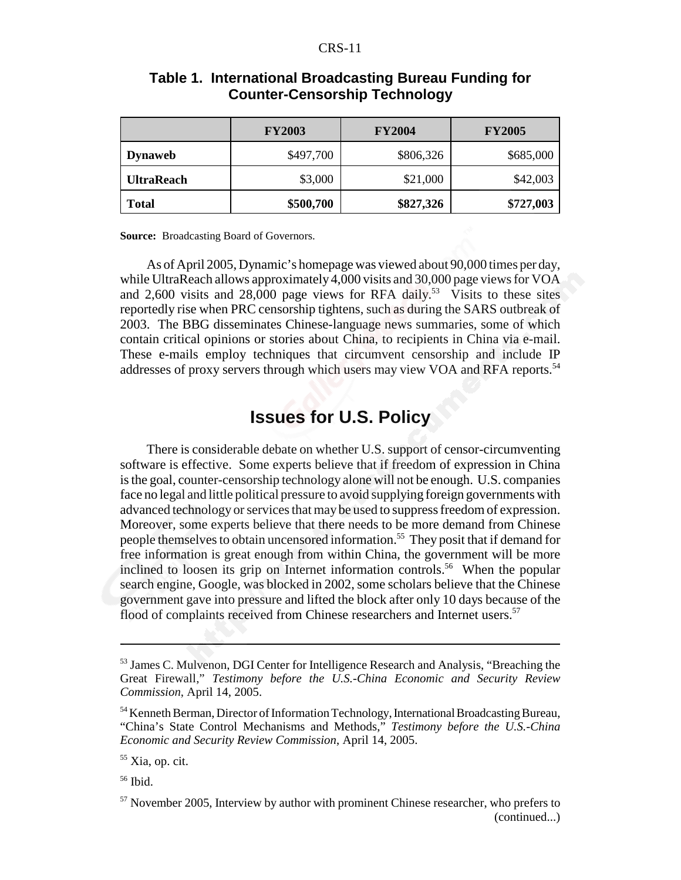**Table 1. International Broadcasting Bureau Funding for Counter-Censorship Technology**

| | FY2003 | FY2004 | FY2005 |
|---|---|---|---|
| **Dynaweb** | $497,700 | $806,326 | $685,000 |
| **UltraReach** | $3,000 | $21,000 | $42,003 |
| **Total** | **$500,700** | **$827,326** | **$727,003** |

**Source:** Broadcasting Board of Governors.

As of April 2005, Dynamic's homepage was viewed about 90,000 times per day, while UltraReach allows approximately 4,000 visits and 30,000 page views for VOA and 2,600 visits and 28,000 page views for RFA daily.[53] Visits to these sites reportedly rise when PRC censorship tightens, such as during the SARS outbreak of 2003. The BBG disseminates Chinese-language news summaries, some of which contain critical opinions or stories about China, to recipients in China via e-mail. These e-mails employ techniques that circumvent censorship and include IP addresses of proxy servers through which users may view VOA and RFA reports.[54]

## Issues for U.S. Policy

There is considerable debate on whether U.S. support of censor-circumventing software is effective. Some experts believe that if freedom of expression in China is the goal, counter-censorship technology alone will not be enough. U.S. companies face no legal and little political pressure to avoid supplying foreign governments with advanced technology or services that may be used to suppress freedom of expression. Moreover, some experts believe that there needs to be more demand from Chinese people themselves to obtain uncensored information.[55] They posit that if demand for free information is great enough from within China, the government will be more inclined to loosen its grip on Internet information controls.[56] When the popular search engine, Google, was blocked in 2002, some scholars believe that the Chinese government gave into pressure and lifted the block after only 10 days because of the flood of complaints received from Chinese researchers and Internet users.[57]

---

[53] James C. Mulvenon, DGI Center for Intelligence Research and Analysis, "Breaching the Great Firewall," *Testimony before the U.S.-China Economic and Security Review Commission*, April 14, 2005.

[54] Kenneth Berman, Director of Information Technology, International Broadcasting Bureau, "China's State Control Mechanisms and Methods," *Testimony before the U.S.-China Economic and Security Review Commission*, April 14, 2005.

[55] Xia, op. cit.

[56] Ibid.

[57] November 2005, Interview by author with prominent Chinese researcher, who prefers to (continued...)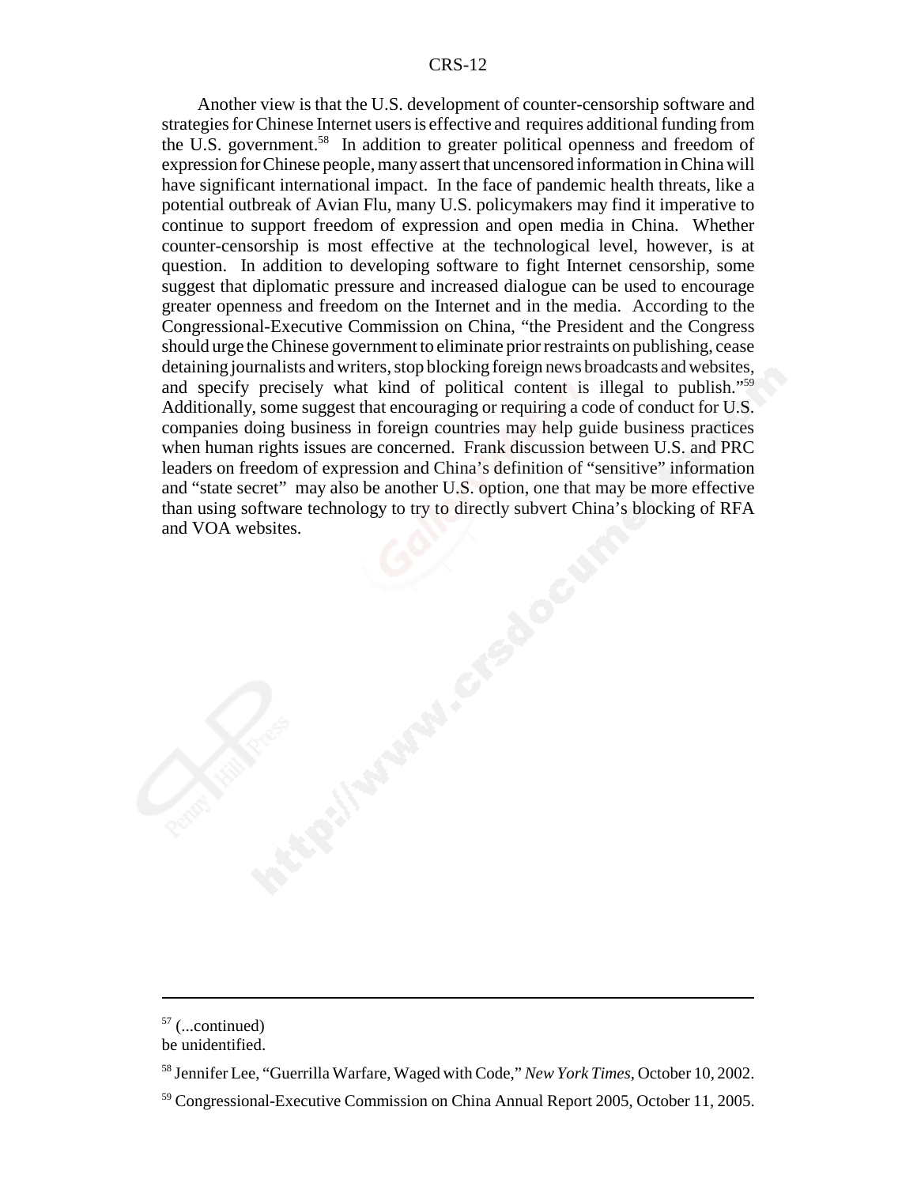Another view is that the U.S. development of counter-censorship software and strategies for Chinese Internet users is effective and requires additional funding from the U.S. government.[58] In addition to greater political openness and freedom of expression for Chinese people, many assert that uncensored information in China will have significant international impact. In the face of pandemic health threats, like a potential outbreak of Avian Flu, many U.S. policymakers may find it imperative to continue to support freedom of expression and open media in China. Whether counter-censorship is most effective at the technological level, however, is at question. In addition to developing software to fight Internet censorship, some suggest that diplomatic pressure and increased dialogue can be used to encourage greater openness and freedom on the Internet and in the media. According to the Congressional-Executive Commission on China, "the President and the Congress should urge the Chinese government to eliminate prior restraints on publishing, cease detaining journalists and writers, stop blocking foreign news broadcasts and websites, and specify precisely what kind of political content is illegal to publish."[59] Additionally, some suggest that encouraging or requiring a code of conduct for U.S. companies doing business in foreign countries may help guide business practices when human rights issues are concerned. Frank discussion between U.S. and PRC leaders on freedom of expression and China's definition of "sensitive" information and "state secret" may also be another U.S. option, one that may be more effective than using software technology to try to directly subvert China's blocking of RFA and VOA websites.

---

[57] (...continued)
be unidentified.

[58] Jennifer Lee, "Guerrilla Warfare, Waged with Code," *New York Times*, October 10, 2002.

[59] Congressional-Executive Commission on China Annual Report 2005, October 11, 2005.